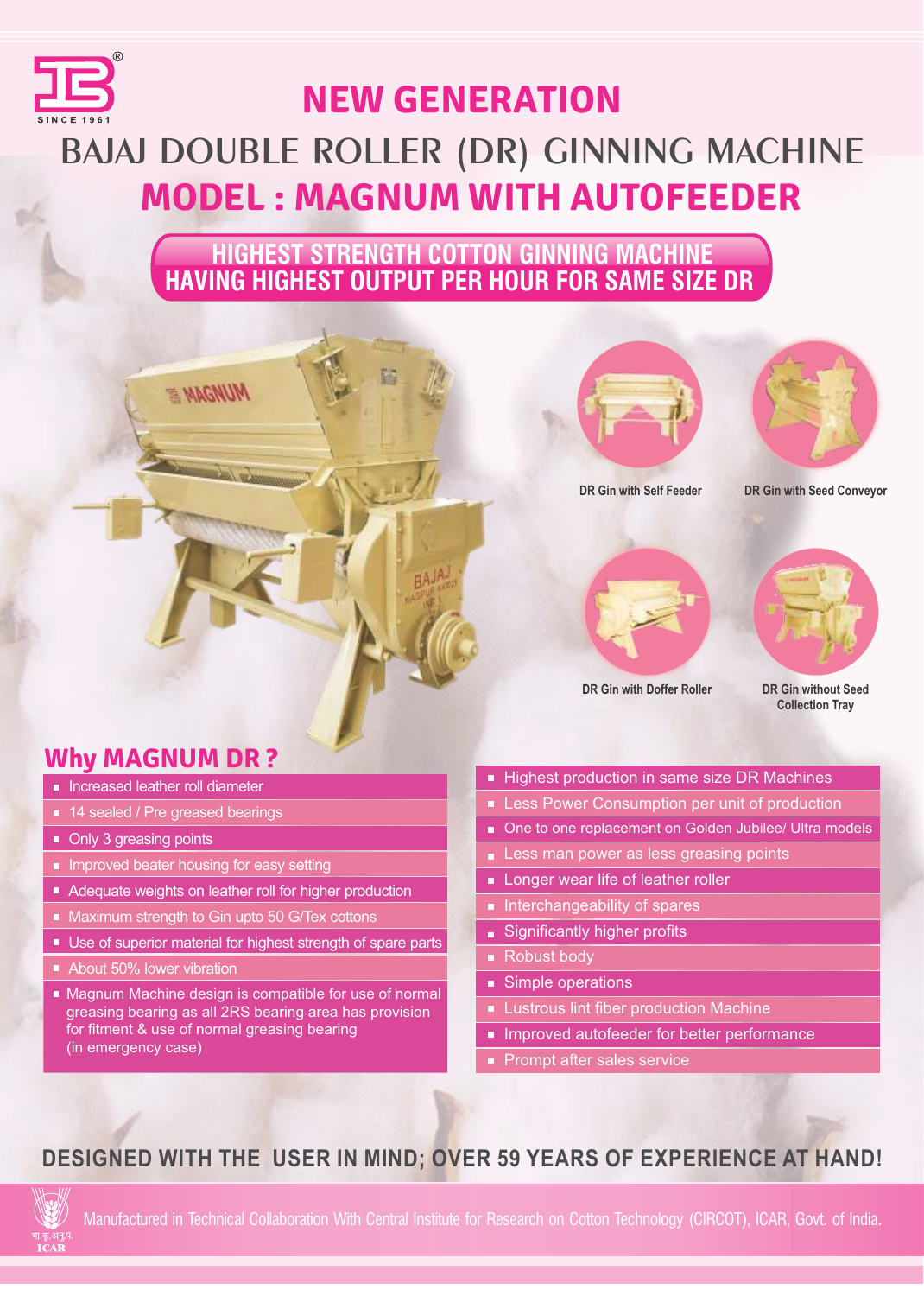SINCE 1961

# NEW GENERATION

# BAJAJ DOUBLE ROLLER (DR) GINNING MACHINE

# MODEL : MAGNUM WITH AUTOFEEDER

**HIGHEST STRENGTH COTTON GINNING MACHINE HAVING HIGHEST OUTPUT PER HOUR FOR SAME SIZE DR**

DR Gin with Self Feeder

DR Gin with Seed Conveyor

DR Gin with Doffer Roller

DR Gin without Seed Collection Tray

## Why MAGNUM DR ?

- Increased leather roll diameter
- 14 sealed / Pre greased bearings
- Only 3 greasing points
- Improved beater housing for easy setting
- Adequate weights on leather roll for higher production
- Maximum strength to Gin upto 50 G/Tex cottons
- Use of superior material for highest strength of spare parts
- About 50% lower vibration
- Magnum Machine design is compatible for use of normal greasing bearing as all 2RS bearing area has provision for fitment & use of normal greasing bearing (in emergency case)
- Highest production in same size DR Machines
- Less Power Consumption per unit of production
- One to one replacement on Golden Jubilee/ Ultra models
- Less man power as less greasing points
- Longer wear life of leather roller
- Interchangeability of spares
- Significantly higher profits
- Robust body
- Simple operations
- Lustrous lint fiber production Machine
- Improved autofeeder for better performance
- Prompt after sales service

**DESIGNED WITH THE USER IN MIND; OVER 59 YEARS OF EXPERIENCE AT HAND!**

Manufactured in Technical Collaboration With Central Institute for Research on Cotton Technology (CIRCOT), ICAR, Govt. of India.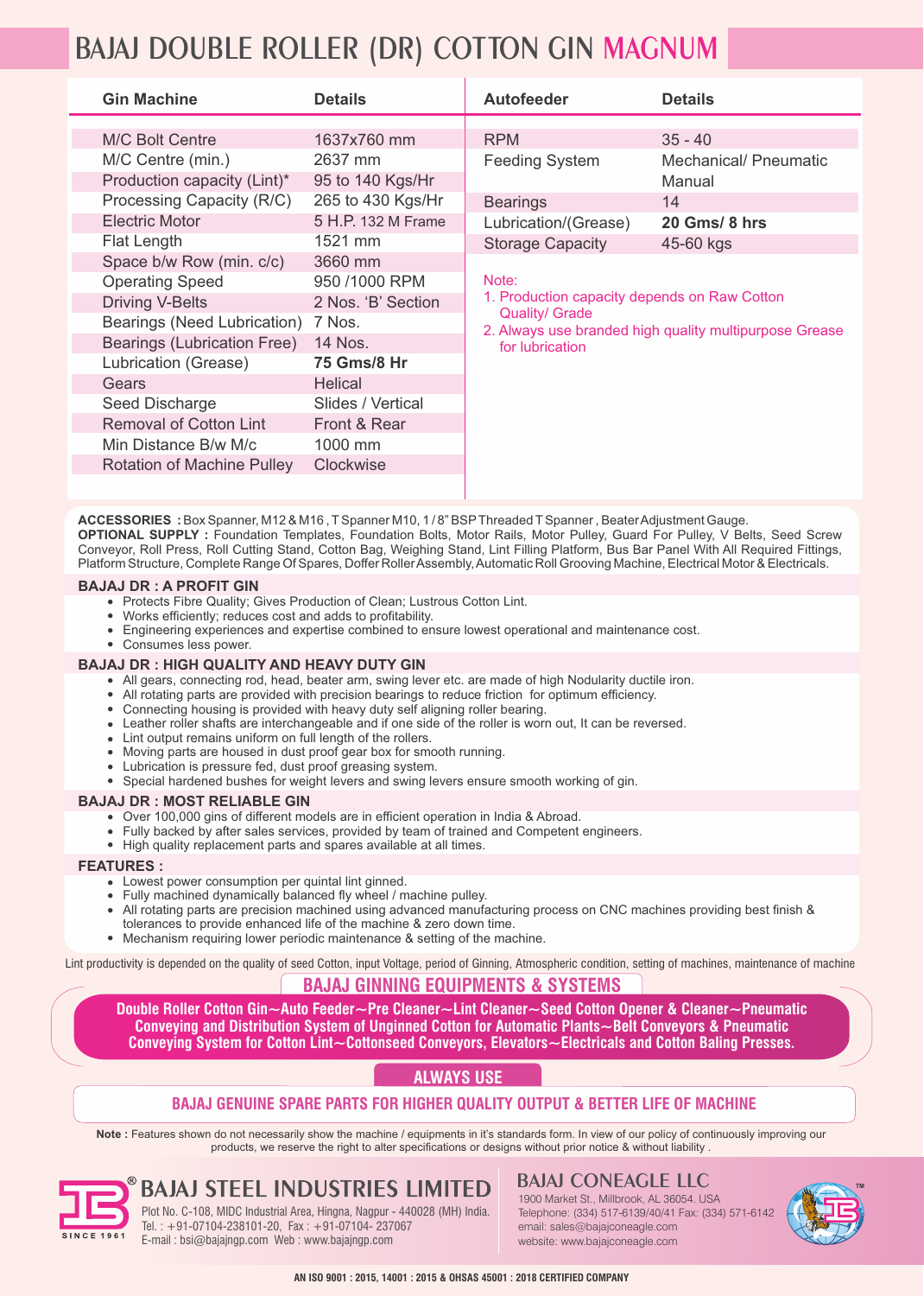# BAJAJ DOUBLE ROLLER (DR) COTTON GIN MAGNUM

| Gin Machine | Details |
|---|---|
| M/C Bolt Centre | 1637x760 mm |
| M/C Centre (min.) | 2637 mm |
| Production capacity (Lint)* | 95 to 140 Kgs/Hr |
| Processing Capacity (R/C) | 265 to 430 Kgs/Hr |
| Electric Motor | 5 H.P. 132 M Frame |
| Flat Length | 1521 mm |
| Space b/w Row (min. c/c) | 3660 mm |
| Operating Speed | 950 /1000 RPM |
| Driving V-Belts | 2 Nos. 'B' Section |
| Bearings (Need Lubrication) | 7 Nos. |
| Bearings (Lubrication Free) | 14 Nos. |
| Lubrication (Grease) | **75 Gms/8 Hr** |
| Gears | Helical |
| Seed Discharge | Slides / Vertical |
| Removal of Cotton Lint | Front & Rear |
| Min Distance B/w M/c | 1000 mm |
| Rotation of Machine Pulley | Clockwise |

| Autofeeder | Details |
|---|---|
| RPM | 35 - 40 |
| Feeding System | Mechanical/ Pneumatic Manual |
| Bearings | 14 |
| Lubrication/(Grease) | **20 Gms/ 8 hrs** |
| Storage Capacity | 45-60 kgs |

Note:
1. Production capacity depends on Raw Cotton Quality/ Grade
2. Always use branded high quality multipurpose Grease for lubrication

**ACCESSORIES :** Box Spanner, M12 & M16 , T Spanner M10, 1 / 8" BSP Threaded T Spanner , Beater Adjustment Gauge.
**OPTIONAL SUPPLY :** Foundation Templates, Foundation Bolts, Motor Rails, Motor Pulley, Guard For Pulley, V Belts, Seed Screw Conveyor, Roll Press, Roll Cutting Stand, Cotton Bag, Weighing Stand, Lint Filling Platform, Bus Bar Panel With All Required Fittings, Platform Structure, Complete Range Of Spares, Doffer Roller Assembly, Automatic Roll Grooving Machine, Electrical Motor & Electricals.

### BAJAJ DR : A PROFIT GIN
- Protects Fibre Quality; Gives Production of Clean; Lustrous Cotton Lint.
- Works efficiently; reduces cost and adds to profitability.
- Engineering experiences and expertise combined to ensure lowest operational and maintenance cost.
- Consumes less power.

### BAJAJ DR : HIGH QUALITY AND HEAVY DUTY GIN
- All gears, connecting rod, head, beater arm, swing lever etc. are made of high Nodularity ductile iron.
- All rotating parts are provided with precision bearings to reduce friction for optimum efficiency.
- Connecting housing is provided with heavy duty self aligning roller bearing.
- Leather roller shafts are interchangeable and if one side of the roller is worn out, It can be reversed.
- Lint output remains uniform on full length of the rollers.
- Moving parts are housed in dust proof gear box for smooth running.
- Lubrication is pressure fed, dust proof greasing system.
- Special hardened bushes for weight levers and swing levers ensure smooth working of gin.

### BAJAJ DR : MOST RELIABLE GIN
- Over 100,000 gins of different models are in efficient operation in India & Abroad.
- Fully backed by after sales services, provided by team of trained and Competent engineers.
- High quality replacement parts and spares available at all times.

### FEATURES :
- Lowest power consumption per quintal lint ginned.
- Fully machined dynamically balanced fly wheel / machine pulley.
- All rotating parts are precision machined using advanced manufacturing process on CNC machines providing best finish & tolerances to provide enhanced life of the machine & zero down time.
- Mechanism requiring lower periodic maintenance & setting of the machine.

Lint productivity is depended on the quality of seed Cotton, input Voltage, period of Ginning, Atmospheric condition, setting of machines, maintenance of machine

## BAJAJ GINNING EQUIPMENTS & SYSTEMS

Double Roller Cotton Gin~Auto Feeder~Pre Cleaner~Lint Cleaner~Seed Cotton Opener & Cleaner~Pneumatic Conveying and Distribution System of Unginned Cotton for Automatic Plants~Belt Conveyors & Pneumatic Conveying System for Cotton Lint~Cottonseed Conveyors, Elevators~Electricals and Cotton Baling Presses.

## ALWAYS USE

BAJAJ GENUINE SPARE PARTS FOR HIGHER QUALITY OUTPUT & BETTER LIFE OF MACHINE

**Note :** Features shown do not necessarily show the machine / equipments in it's standards form. In view of our policy of continuously improving our products, we reserve the right to alter specifications or designs without prior notice & without liability .

**BAJAJ STEEL INDUSTRIES LIMITED**
SINCE 1961
Plot No. C-108, MIDC Industrial Area, Hingna, Nagpur - 440028 (MH) India.
Tel. : +91-07104-238101-20, Fax : +91-07104- 237067
E-mail : bsi@bajajngp.com Web : www.bajajngp.com

**BAJAJ CONEAGLE LLC**
1900 Market St., Millbrook, AL 36054. USA
Telephone: (334) 517-6139/40/41 Fax: (334) 571-6142
email: sales@bajajconeagle.com
website: www.bajajconeagle.com

AN ISO 9001 : 2015, 14001 : 2015 & OHSAS 45001 : 2018 CERTIFIED COMPANY